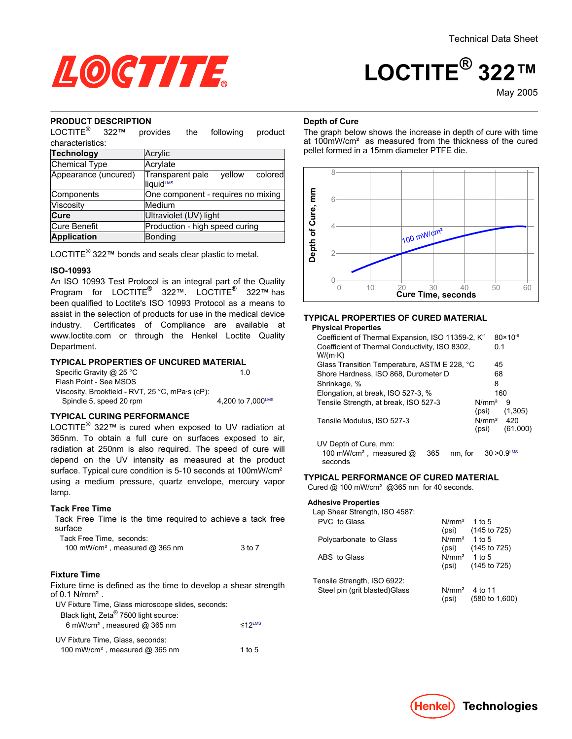Technical Data Sheet

# LOCTITE® 322™

May 2005

## PRODUCT DESCRIPTION

LOCTITE® 322™ provides the following product characteristics:

| **Technology** | Acrylic |
|---|---|
| Chemical Type | Acrylate |
| Appearance (uncured) | Transparent pale yellow colored liquid[LMS] |
| Components | One component - requires no mixing |
| Viscosity | Medium |
| **Cure** | Ultraviolet (UV) light |
| Cure Benefit | Production - high speed curing |
| **Application** | Bonding |

LOCTITE® 322™ bonds and seals clear plastic to metal.

### ISO-10993

An ISO 10993 Test Protocol is an integral part of the Quality Program for LOCTITE® 322™. LOCTITE® 322™ has been qualified to Loctite's ISO 10993 Protocol as a means to assist in the selection of products for use in the medical device industry. Certificates of Compliance are available at www.loctite.com or through the Henkel Loctite Quality Department.

## TYPICAL PROPERTIES OF UNCURED MATERIAL

| | |
|---|---|
| Specific Gravity @ 25 °C | 1.0 |
| Flash Point - See MSDS | |
| Viscosity, Brookfield - RVT, 25 °C, mPa·s (cP): | |
| Spindle 5, speed 20 rpm | 4,200 to 7,000[LMS] |

## TYPICAL CURING PERFORMANCE

LOCTITE® 322™ is cured when exposed to UV radiation at 365nm. To obtain a full cure on surfaces exposed to air, radiation at 250nm is also required. The speed of cure will depend on the UV intensity as measured at the product surface. Typical cure condition is 5-10 seconds at 100mW/cm² using a medium pressure, quartz envelope, mercury vapor lamp.

### Tack Free Time

Tack Free Time is the time required to achieve a tack free surface

| | |
|---|---|
| Tack Free Time, seconds: | |
| 100 mW/cm², measured @ 365 nm | 3 to 7 |

### Fixture Time

Fixture time is defined as the time to develop a shear strength of 0.1 N/mm².

| | |
|---|---|
| UV Fixture Time, Glass microscope slides, seconds: | |
| Black light, Zeta® 7500 light source: | |
| 6 mW/cm², measured @ 365 nm | ≤12[LMS] |
| UV Fixture Time, Glass, seconds: | |
| 100 mW/cm², measured @ 365 nm | 1 to 5 |

### Depth of Cure

The graph below shows the increase in depth of cure with time at 100mW/cm² as measured from the thickness of the cured pellet formed in a 15mm diameter PTFE die.

Depth of Cure, mm vs. Cure Time, seconds (curve: 100 mW/cm²)

## TYPICAL PROPERTIES OF CURED MATERIAL

### Physical Properties

| | | |
|---|---|---|
| Coefficient of Thermal Expansion, ISO 11359-2, K⁻¹ | | $80\times10^{-6}$ |
| Coefficient of Thermal Conductivity, ISO 8302, W/(m·K) | | 0.1 |
| Glass Transition Temperature, ASTM E 228, °C | | 45 |
| Shore Hardness, ISO 868, Durometer D | | 68 |
| Shrinkage, % | | 8 |
| Elongation, at break, ISO 527-3, % | | 160 |
| Tensile Strength, at break, ISO 527-3 | N/mm² | 9 |
| | (psi) | (1,305) |
| Tensile Modulus, ISO 527-3 | N/mm² | 420 |
| | (psi) | (61,000) |

| | |
|---|---|
| UV Depth of Cure, mm: | |
| 100 mW/cm², measured @ 365 nm, for 30 seconds | >0.9[LMS] |

## TYPICAL PERFORMANCE OF CURED MATERIAL

Cured @ 100 mW/cm² @365 nm for 40 seconds.

### Adhesive Properties

| | | |
|---|---|---|
| Lap Shear Strength, ISO 4587: | | |
| PVC to Glass | N/mm² | 1 to 5 |
| | (psi) | (145 to 725) |
| Polycarbonate to Glass | N/mm² | 1 to 5 |
| | (psi) | (145 to 725) |
| ABS to Glass | N/mm² | 1 to 5 |
| | (psi) | (145 to 725) |
| Tensile Strength, ISO 6922: | | |
| Steel pin (grit blasted)Glass | N/mm² | 4 to 11 |
| | (psi) | (580 to 1,600) |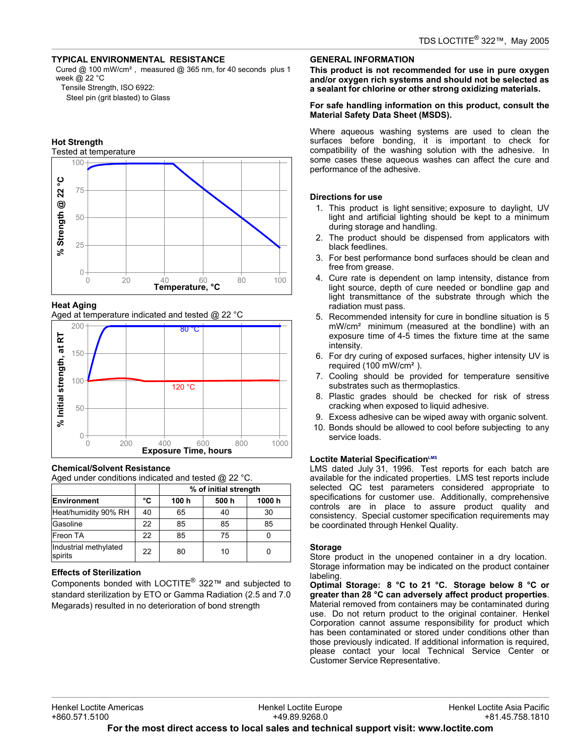## TYPICAL ENVIRONMENTAL RESISTANCE

Cured @ 100 mW/cm², measured @ 365 nm, for 40 seconds plus 1 week @ 22 °C

Tensile Strength, ISO 6922:

Steel pin (grit blasted) to Glass

### Hot Strength

Tested at temperature

### Heat Aging

Aged at temperature indicated and tested @ 22 °C

### Chemical/Solvent Resistance

Aged under conditions indicated and tested @ 22 °C.

| | | % of initial strength | | |
|---|---|---|---|---|
| **Environment** | **°C** | **100 h** | **500 h** | **1000 h** |
| Heat/humidity 90% RH | 40 | 65 | 40 | 30 |
| Gasoline | 22 | 85 | 85 | 85 |
| Freon TA | 22 | 85 | 75 | 0 |
| Industrial methylated spirits | 22 | 80 | 10 | 0 |

### Effects of Sterilization

Components bonded with LOCTITE® 322™ and subjected to standard sterilization by ETO or Gamma Radiation (2.5 and 7.0 Megarads) resulted in no deterioration of bond strength

## GENERAL INFORMATION

**This product is not recommended for use in pure oxygen and/or oxygen rich systems and should not be selected as a sealant for chlorine or other strong oxidizing materials.**

**For safe handling information on this product, consult the Material Safety Data Sheet (MSDS).**

Where aqueous washing systems are used to clean the surfaces before bonding, it is important to check for compatibility of the washing solution with the adhesive. In some cases these aqueous washes can affect the cure and performance of the adhesive.

### Directions for use

1. This product is light sensitive; exposure to daylight, UV light and artificial lighting should be kept to a minimum during storage and handling.
2. The product should be dispensed from applicators with black feedlines.
3. For best performance bond surfaces should be clean and free from grease.
4. Cure rate is dependent on lamp intensity, distance from light source, depth of cure needed or bondline gap and light transmittance of the substrate through which the radiation must pass.
5. Recommended intensity for cure in bondline situation is 5 mW/cm² minimum (measured at the bondline) with an exposure time of 4-5 times the fixture time at the same intensity.
6. For dry curing of exposed surfaces, higher intensity UV is required (100 mW/cm² ).
7. Cooling should be provided for temperature sensitive substrates such as thermoplastics.
8. Plastic grades should be checked for risk of stress cracking when exposed to liquid adhesive.
9. Excess adhesive can be wiped away with organic solvent.
10. Bonds should be allowed to cool before subjecting to any service loads.

### Loctite Material Specification[LMS]

LMS dated July 31, 1996. Test reports for each batch are available for the indicated properties. LMS test reports include selected QC test parameters considered appropriate to specifications for customer use. Additionally, comprehensive controls are in place to assure product quality and consistency. Special customer specification requirements may be coordinated through Henkel Quality.

### Storage

Store product in the unopened container in a dry location. Storage information may be indicated on the product container labeling.

**Optimal Storage: 8 °C to 21 °C. Storage below 8 °C or greater than 28 °C can adversely affect product properties**. Material removed from containers may be contaminated during use. Do not return product to the original container. Henkel Corporation cannot assume responsibility for product which has been contaminated or stored under conditions other than those previously indicated. If additional information is required, please contact your local Technical Service Center or Customer Service Representative.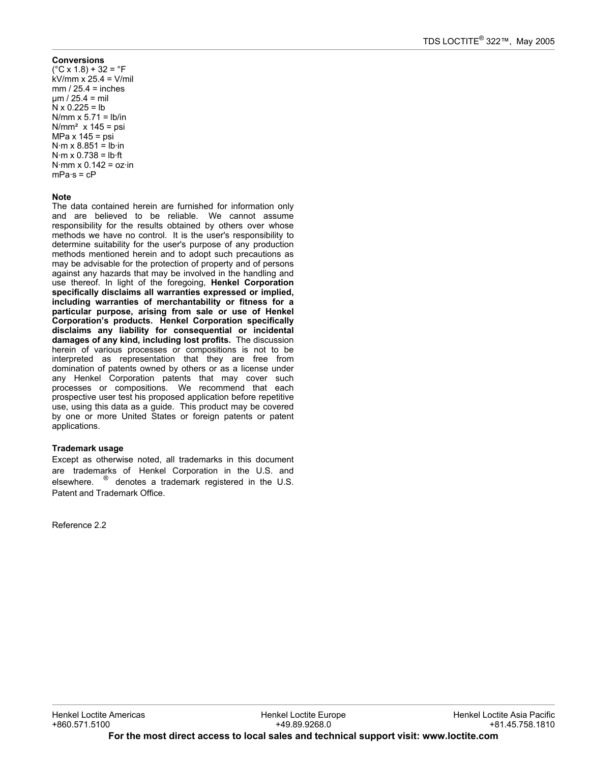**Conversions**

(°C x 1.8) + 32 = °F
kV/mm x 25.4 = V/mil
mm / 25.4 = inches
µm / 25.4 = mil
N x 0.225 = lb
N/mm x 5.71 = lb/in
N/mm² x 145 = psi
MPa x 145 = psi
N·m x 8.851 = lb·in
N·m x 0.738 = lb·ft
N·mm x 0.142 = oz·in
mPa·s = cP

**Note**

The data contained herein are furnished for information only and are believed to be reliable. We cannot assume responsibility for the results obtained by others over whose methods we have no control. It is the user's responsibility to determine suitability for the user's purpose of any production methods mentioned herein and to adopt such precautions as may be advisable for the protection of property and of persons against any hazards that may be involved in the handling and use thereof. In light of the foregoing, **Henkel Corporation specifically disclaims all warranties expressed or implied, including warranties of merchantability or fitness for a particular purpose, arising from sale or use of Henkel Corporation's products. Henkel Corporation specifically disclaims any liability for consequential or incidental damages of any kind, including lost profits.** The discussion herein of various processes or compositions is not to be interpreted as representation that they are free from domination of patents owned by others or as a license under any Henkel Corporation patents that may cover such processes or compositions. We recommend that each prospective user test his proposed application before repetitive use, using this data as a guide. This product may be covered by one or more United States or foreign patents or patent applications.

**Trademark usage**

Except as otherwise noted, all trademarks in this document are trademarks of Henkel Corporation in the U.S. and elsewhere. ® denotes a trademark registered in the U.S. Patent and Trademark Office.

Reference 2.2

Henkel Loctite Americas
+860.571.5100

Henkel Loctite Europe
+49.89.9268.0

Henkel Loctite Asia Pacific
+81.45.758.1810

**For the most direct access to local sales and technical support visit: www.loctite.com**